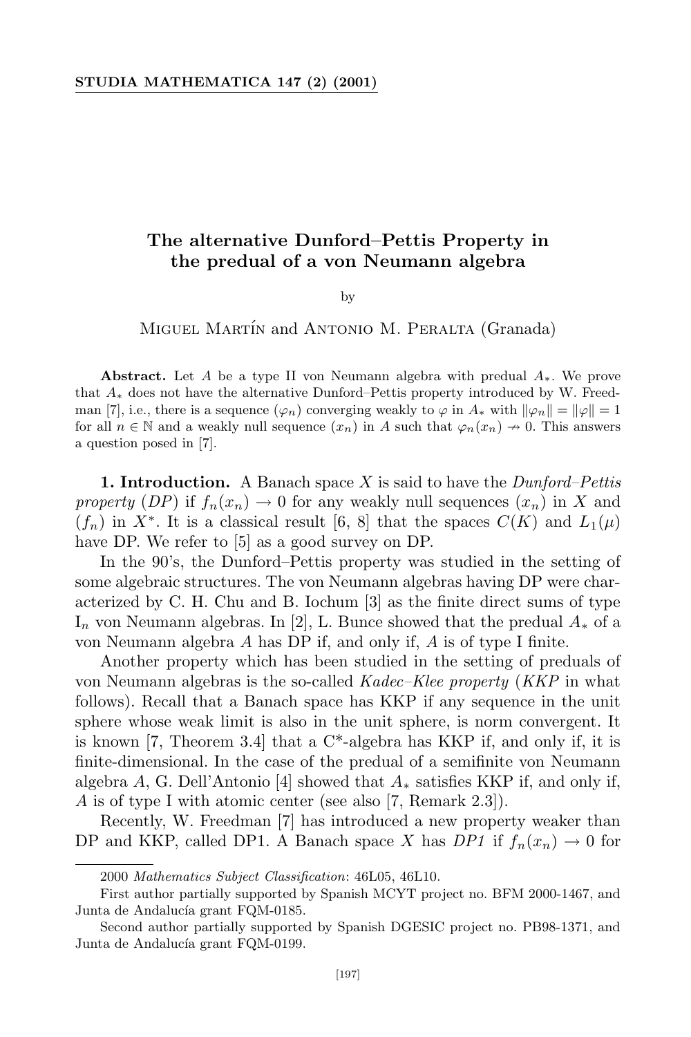# The alternative Dunford–Pettis Property in the predual of a von Neumann algebra

by

MIGUEL MARTÍN and ANTONIO M. PERALTA (Granada)

**Abstract.** Let $A$ be a type II von Neumann algebra with predual $A_*$. We prove that $A_*$ does not have the alternative Dunford–Pettis property introduced by W. Freedman [7], i.e., there is a sequence $(\varphi_n)$ converging weakly to $\varphi$ in $A_*$ with $\|\varphi_n\| = \|\varphi\| = 1$ for all $n \in \mathbb{N}$ and a weakly null sequence $(x_n)$ in $A$ such that $\varphi_n(x_n) \nrightarrow 0$. This answers a question posed in [7].

**1. Introduction.** A Banach space $X$ is said to have the *Dunford–Pettis property* (*DP*) if $f_n(x_n) \to 0$ for any weakly null sequences $(x_n)$ in $X$ and $(f_n)$ in $X^*$. It is a classical result [6, 8] that the spaces $C(K)$ and $L_1(\mu)$ have DP. We refer to [5] as a good survey on DP.

In the 90's, the Dunford–Pettis property was studied in the setting of some algebraic structures. The von Neumann algebras having DP were characterized by C. H. Chu and B. Iochum [3] as the finite direct sums of type $\mathrm{I}_n$ von Neumann algebras. In [2], L. Bunce showed that the predual $A_*$ of a von Neumann algebra $A$ has DP if, and only if, $A$ is of type I finite.

Another property which has been studied in the setting of preduals of von Neumann algebras is the so-called *Kadec–Klee property* (*KKP* in what follows). Recall that a Banach space has KKP if any sequence in the unit sphere whose weak limit is also in the unit sphere, is norm convergent. It is known [7, Theorem 3.4] that a C\*-algebra has KKP if, and only if, it is finite-dimensional. In the case of the predual of a semifinite von Neumann algebra $A$, G. Dell'Antonio [4] showed that $A_*$ satisfies KKP if, and only if, $A$ is of type I with atomic center (see also [7, Remark 2.3]).

Recently, W. Freedman [7] has introduced a new property weaker than DP and KKP, called DP1. A Banach space $X$ has *DP1* if $f_n(x_n) \to 0$ for

---

2000 *Mathematics Subject Classification*: 46L05, 46L10.

First author partially supported by Spanish MCYT project no. BFM 2000-1467, and Junta de Andalucía grant FQM-0185.

Second author partially supported by Spanish DGESIC project no. PB98-1371, and Junta de Andalucía grant FQM-0199.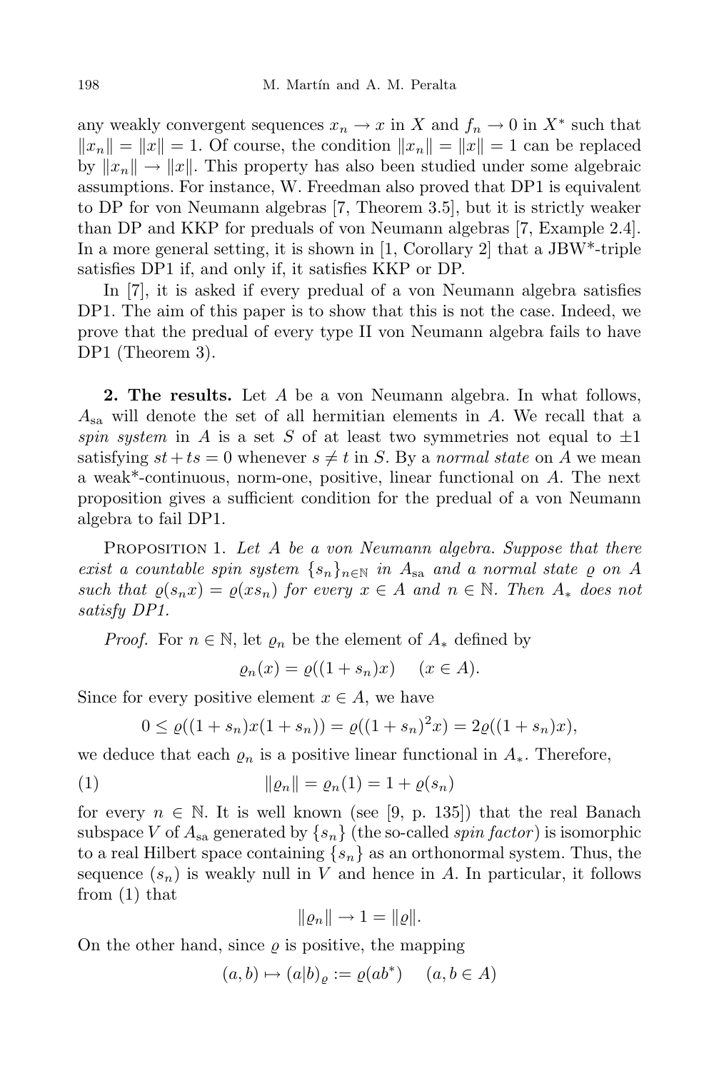any weakly convergent sequences $x_n \to x$ in $X$ and $f_n \to 0$ in $X^*$ such that $\|x_n\| = \|x\| = 1$. Of course, the condition $\|x_n\| = \|x\| = 1$ can be replaced by $\|x_n\| \to \|x\|$. This property has also been studied under some algebraic assumptions. For instance, W. Freedman also proved that DP1 is equivalent to DP for von Neumann algebras [7, Theorem 3.5], but it is strictly weaker than DP and KKP for preduals of von Neumann algebras [7, Example 2.4]. In a more general setting, it is shown in [1, Corollary 2] that a JBW*-triple satisfies DP1 if, and only if, it satisfies KKP or DP.

In [7], it is asked if every predual of a von Neumann algebra satisfies DP1. The aim of this paper is to show that this is not the case. Indeed, we prove that the predual of every type II von Neumann algebra fails to have DP1 (Theorem 3).

**2. The results.** Let $A$ be a von Neumann algebra. In what follows, $A_{\text{sa}}$ will denote the set of all hermitian elements in $A$. We recall that a *spin system* in $A$ is a set $S$ of at least two symmetries not equal to $\pm 1$ satisfying $st + ts = 0$ whenever $s \neq t$ in $S$. By a *normal state* on $A$ we mean a weak*-continuous, norm-one, positive, linear functional on $A$. The next proposition gives a sufficient condition for the predual of a von Neumann algebra to fail DP1.

Proposition 1. *Let $A$ be a von Neumann algebra. Suppose that there exist a countable spin system $\{s_n\}_{n\in\mathbb{N}}$ in $A_{\text{sa}}$ and a normal state $\varrho$ on $A$ such that $\varrho(s_n x) = \varrho(x s_n)$ for every $x \in A$ and $n \in \mathbb{N}$. Then $A_*$ does not satisfy DP1.*

*Proof.* For $n \in \mathbb{N}$, let $\varrho_n$ be the element of $A_*$ defined by

$$\varrho_n(x) = \varrho((1 + s_n)x) \quad (x \in A).$$

Since for every positive element $x \in A$, we have

$$0 \leq \varrho((1 + s_n)x(1 + s_n)) = \varrho((1 + s_n)^2 x) = 2\varrho((1 + s_n)x),$$

we deduce that each $\varrho_n$ is a positive linear functional in $A_*$. Therefore,

$$\|\varrho_n\| = \varrho_n(1) = 1 + \varrho(s_n) \tag{1}$$

for every $n \in \mathbb{N}$. It is well known (see [9, p. 135]) that the real Banach subspace $V$ of $A_{\text{sa}}$ generated by $\{s_n\}$ (the so-called *spin factor*) is isomorphic to a real Hilbert space containing $\{s_n\}$ as an orthonormal system. Thus, the sequence $(s_n)$ is weakly null in $V$ and hence in $A$. In particular, it follows from (1) that

$$\|\varrho_n\| \to 1 = \|\varrho\|.$$

On the other hand, since $\varrho$ is positive, the mapping

$$(a, b) \mapsto (a|b)_\varrho := \varrho(ab^*) \quad (a, b \in A)$$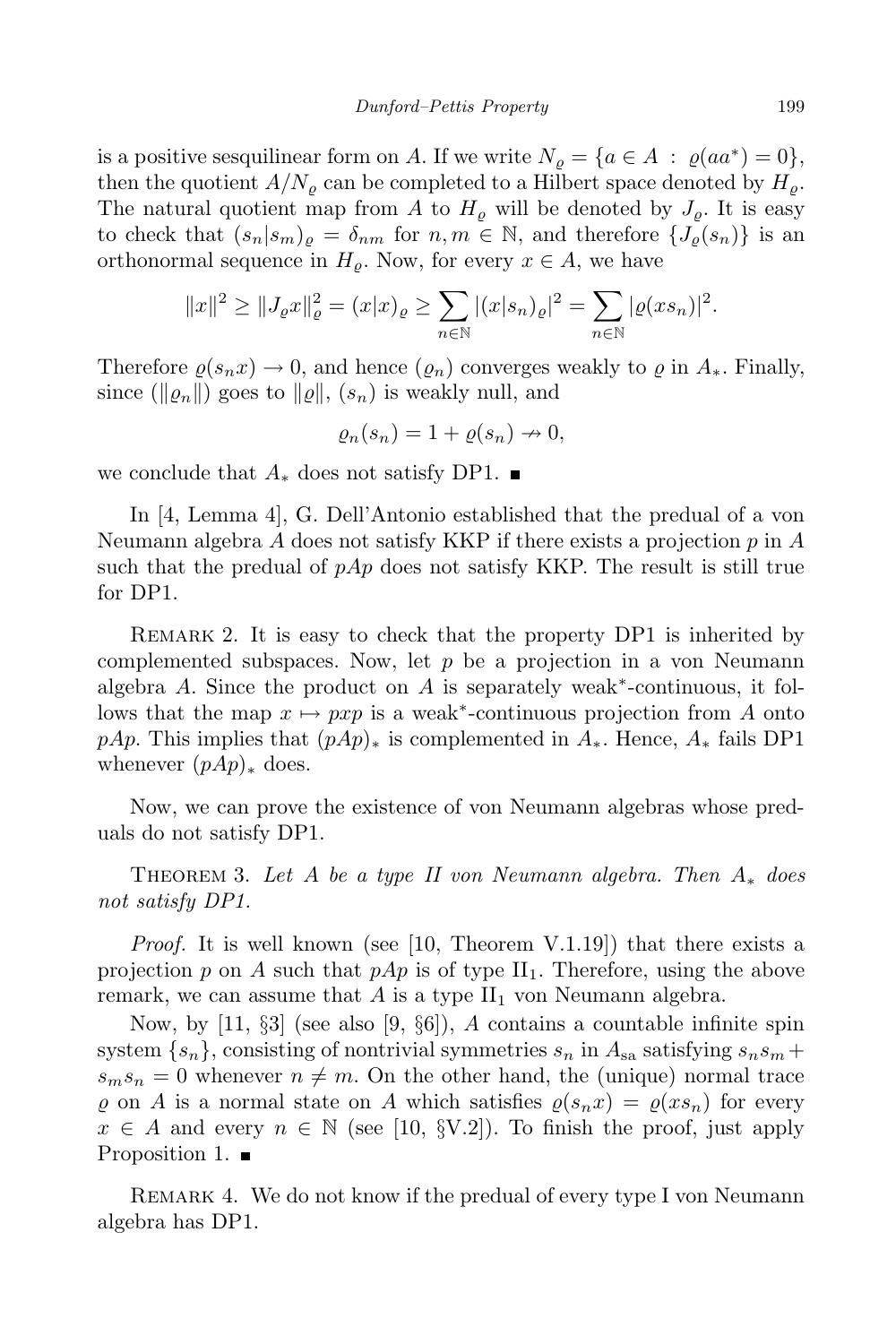is a positive sesquilinear form on $A$. If we write $N_\varrho = \{a \in A : \varrho(aa^*) = 0\}$, then the quotient $A/N_\varrho$ can be completed to a Hilbert space denoted by $H_\varrho$. The natural quotient map from $A$ to $H_\varrho$ will be denoted by $J_\varrho$. It is easy to check that $(s_n|s_m)_\varrho = \delta_{nm}$ for $n, m \in \mathbb{N}$, and therefore $\{J_\varrho(s_n)\}$ is an orthonormal sequence in $H_\varrho$. Now, for every $x \in A$, we have

$$\|x\|^2 \geq \|J_\varrho x\|_\varrho^2 = (x|x)_\varrho \geq \sum_{n\in\mathbb{N}} |(x|s_n)_\varrho|^2 = \sum_{n\in\mathbb{N}} |\varrho(xs_n)|^2.$$

Therefore $\varrho(s_n x) \to 0$, and hence $(\varrho_n)$ converges weakly to $\varrho$ in $A_*$. Finally, since $(\|\varrho_n\|)$ goes to $\|\varrho\|$, $(s_n)$ is weakly null, and

$$\varrho_n(s_n) = 1 + \varrho(s_n) \nrightarrow 0,$$

we conclude that $A_*$ does not satisfy DP1. ∎

In [4, Lemma 4], G. Dell'Antonio established that the predual of a von Neumann algebra $A$ does not satisfy KKP if there exists a projection $p$ in $A$ such that the predual of $pAp$ does not satisfy KKP. The result is still true for DP1.

Remark 2. It is easy to check that the property DP1 is inherited by complemented subspaces. Now, let $p$ be a projection in a von Neumann algebra $A$. Since the product on $A$ is separately weak$^*$-continuous, it follows that the map $x \mapsto pxp$ is a weak$^*$-continuous projection from $A$ onto $pAp$. This implies that $(pAp)_*$ is complemented in $A_*$. Hence, $A_*$ fails DP1 whenever $(pAp)_*$ does.

Now, we can prove the existence of von Neumann algebras whose preduals do not satisfy DP1.

Theorem 3. *Let $A$ be a type II von Neumann algebra. Then $A_*$ does not satisfy DP1.*

*Proof.* It is well known (see [10, Theorem V.1.19]) that there exists a projection $p$ on $A$ such that $pAp$ is of type $\text{II}_1$. Therefore, using the above remark, we can assume that $A$ is a type $\text{II}_1$ von Neumann algebra.

Now, by [11, §3] (see also [9, §6]), $A$ contains a countable infinite spin system $\{s_n\}$, consisting of nontrivial symmetries $s_n$ in $A_{\text{sa}}$ satisfying $s_n s_m + s_m s_n = 0$ whenever $n \neq m$. On the other hand, the (unique) normal trace $\varrho$ on $A$ is a normal state on $A$ which satisfies $\varrho(s_n x) = \varrho(x s_n)$ for every $x \in A$ and every $n \in \mathbb{N}$ (see [10, §V.2]). To finish the proof, just apply Proposition 1. ∎

Remark 4. We do not know if the predual of every type I von Neumann algebra has DP1.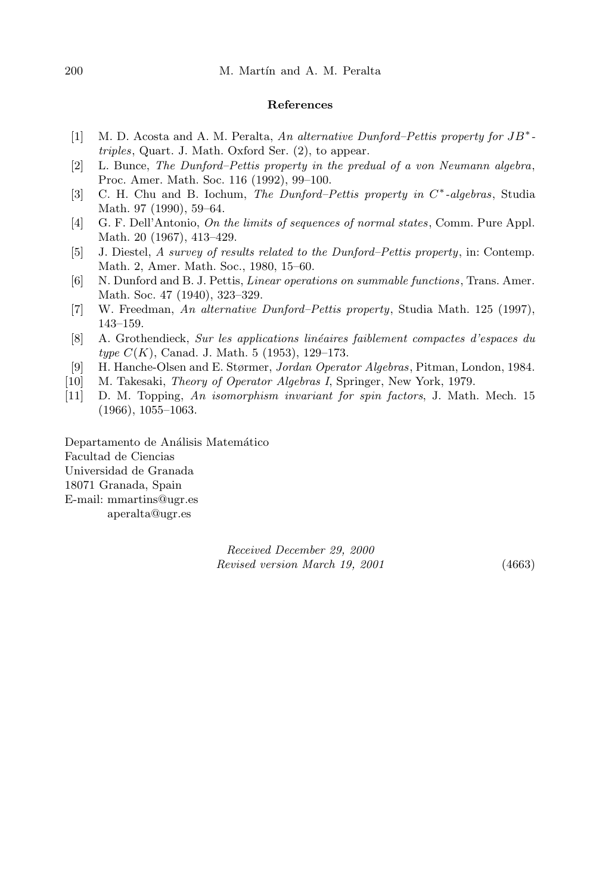## References

[1] M. D. Acosta and A. M. Peralta, *An alternative Dunford–Pettis property for $JB^*$-triples*, Quart. J. Math. Oxford Ser. (2), to appear.

[2] L. Bunce, *The Dunford–Pettis property in the predual of a von Neumann algebra*, Proc. Amer. Math. Soc. 116 (1992), 99–100.

[3] C. H. Chu and B. Iochum, *The Dunford–Pettis property in $C^*$-algebras*, Studia Math. 97 (1990), 59–64.

[4] G. F. Dell'Antonio, *On the limits of sequences of normal states*, Comm. Pure Appl. Math. 20 (1967), 413–429.

[5] J. Diestel, *A survey of results related to the Dunford–Pettis property*, in: Contemp. Math. 2, Amer. Math. Soc., 1980, 15–60.

[6] N. Dunford and B. J. Pettis, *Linear operations on summable functions*, Trans. Amer. Math. Soc. 47 (1940), 323–329.

[7] W. Freedman, *An alternative Dunford–Pettis property*, Studia Math. 125 (1997), 143–159.

[8] A. Grothendieck, *Sur les applications linéaires faiblement compactes d'espaces du type $C(K)$*, Canad. J. Math. 5 (1953), 129–173.

[9] H. Hanche-Olsen and E. Størmer, *Jordan Operator Algebras*, Pitman, London, 1984.

[10] M. Takesaki, *Theory of Operator Algebras I*, Springer, New York, 1979.

[11] D. M. Topping, *An isomorphism invariant for spin factors*, J. Math. Mech. 15 (1966), 1055–1063.

Departamento de Análisis Matemático
Facultad de Ciencias
Universidad de Granada
18071 Granada, Spain
E-mail: mmartins@ugr.es
aperalta@ugr.es

*Received December 29, 2000*
*Revised version March 19, 2001* (4663)